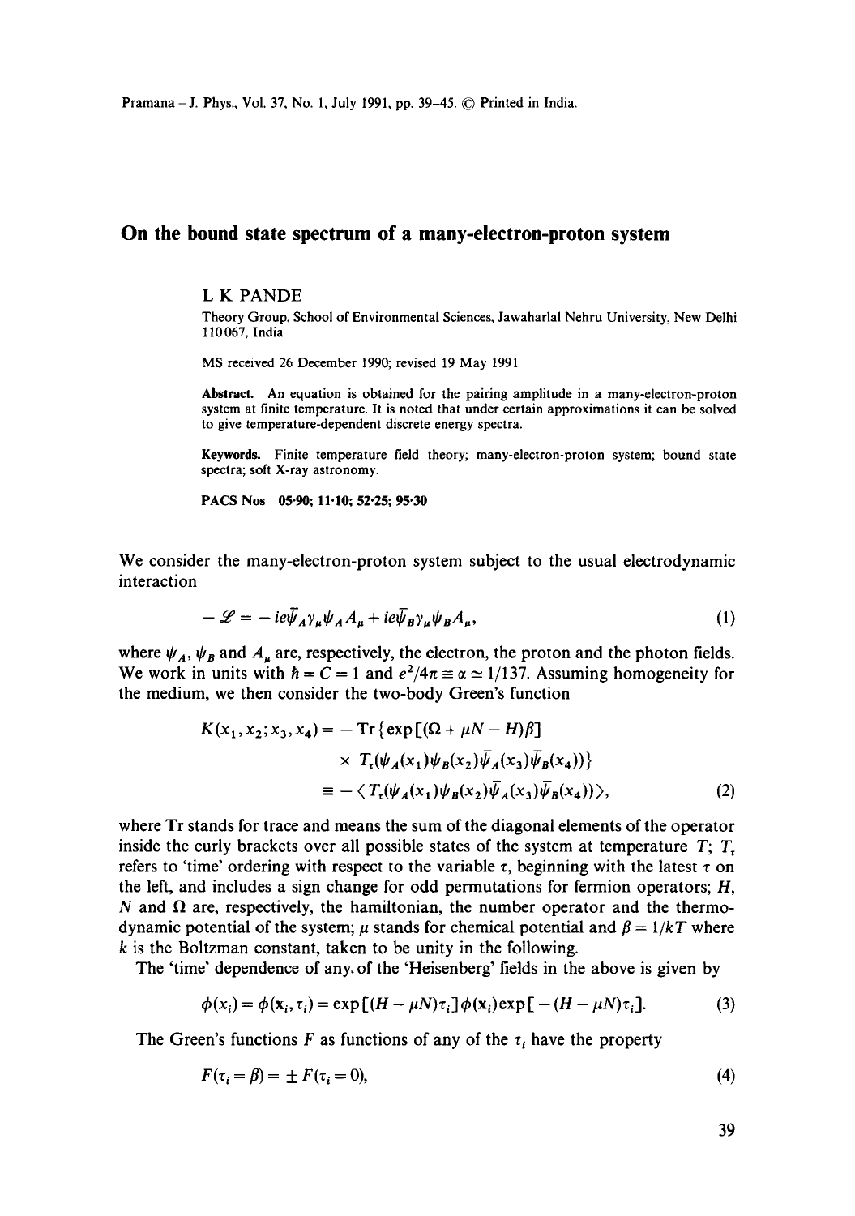# On the bound state spectrum of a many-electron-proton system

L K PANDE

Theory Group, School of Environmental Sciences, Jawaharlal Nehru University, New Delhi 110067, India

MS received 26 December 1990; revised 19 May 1991

**Abstract.** An equation is obtained for the pairing amplitude in a many-electron-proton system at finite temperature. It is noted that under certain approximations it can be solved to give temperature-dependent discrete energy spectra.

**Keywords.** Finite temperature field theory; many-electron-proton system; bound state spectra; soft X-ray astronomy.

**PACS Nos** 05·90; 11·10; 52·25; 95·30

We consider the many-electron-proton system subject to the usual electrodynamic interaction

$$-\mathscr{L} = -ie\bar{\psi}_A \gamma_\mu \psi_A A_\mu + ie\bar{\psi}_B \gamma_\mu \psi_B A_\mu, \tag{1}$$

where $\psi_A$, $\psi_B$ and $A_\mu$ are, respectively, the electron, the proton and the photon fields. We work in units with $\hbar = C = 1$ and $e^2/4\pi \equiv \alpha \simeq 1/137$. Assuming homogeneity for the medium, we then consider the two-body Green's function

$$\begin{aligned} K(x_1, x_2; x_3, x_4) &= -\operatorname{Tr}\{\exp[(\Omega + \mu N - H)\beta] \\ &\quad \times T_\tau(\psi_A(x_1)\psi_B(x_2)\bar{\psi}_A(x_3)\bar{\psi}_B(x_4))\} \\ &\equiv -\langle T_\tau(\psi_A(x_1)\psi_B(x_2)\bar{\psi}_A(x_3)\bar{\psi}_B(x_4))\rangle, \end{aligned} \tag{2}$$

where Tr stands for trace and means the sum of the diagonal elements of the operator inside the curly brackets over all possible states of the system at temperature $T$; $T_\tau$ refers to 'time' ordering with respect to the variable $\tau$, beginning with the latest $\tau$ on the left, and includes a sign change for odd permutations for fermion operators; $H$, $N$ and $\Omega$ are, respectively, the hamiltonian, the number operator and the thermodynamic potential of the system; $\mu$ stands for chemical potential and $\beta = 1/kT$ where $k$ is the Boltzman constant, taken to be unity in the following.

The 'time' dependence of any of the 'Heisenberg' fields in the above is given by

$$\phi(x_i) = \phi(\mathbf{x}_i, \tau_i) = \exp[(H - \mu N)\tau_i]\phi(\mathbf{x}_i)\exp[-(H - \mu N)\tau_i]. \tag{3}$$

The Green's functions $F$ as functions of any of the $\tau_i$ have the property

$$F(\tau_i = \beta) = \pm F(\tau_i = 0), \tag{4}$$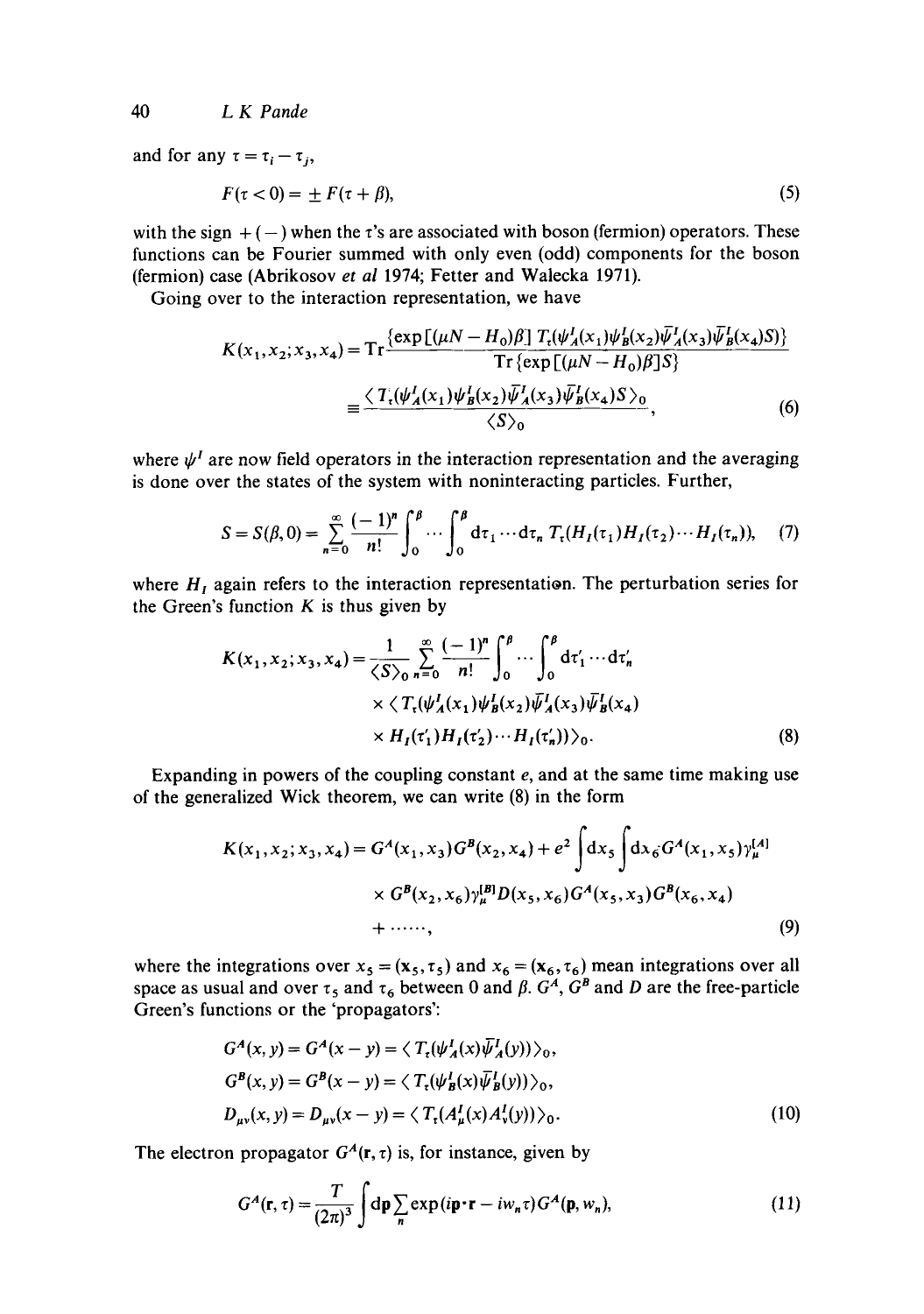and for any $\tau = \tau_i - \tau_j$,

$$F(\tau < 0) = \pm F(\tau + \beta), \tag{5}$$

with the sign $+ (-)$ when the $\tau$'s are associated with boson (fermion) operators. These functions can be Fourier summed with only even (odd) components for the boson (fermion) case (Abrikosov *et al* 1974; Fetter and Walecka 1971).

Going over to the interaction representation, we have

$$K(x_1, x_2; x_3, x_4) = \mathrm{Tr}\frac{\{\exp[(\mu N - H_0)\beta]\, T_\tau(\psi_A^I(x_1)\psi_B^I(x_2)\bar{\psi}_A^I(x_3)\bar{\psi}_B^I(x_4)S)\}}{\mathrm{Tr}\{\exp[(\mu N - H_0)\beta]S\}}$$

$$\equiv \frac{\langle T_\tau(\psi_A^I(x_1)\psi_B^I(x_2)\bar{\psi}_A^I(x_3)\bar{\psi}_B^I(x_4)S\rangle_0}{\langle S\rangle_0}, \tag{6}$$

where $\psi^I$ are now field operators in the interaction representation and the averaging is done over the states of the system with noninteracting particles. Further,

$$S = S(\beta, 0) = \sum_{n=0}^{\infty} \frac{(-1)^n}{n!} \int_0^\beta \cdots \int_0^\beta \mathrm{d}\tau_1 \cdots \mathrm{d}\tau_n\, T_\tau(H_I(\tau_1)H_I(\tau_2)\cdots H_I(\tau_n)), \tag{7}$$

where $H_I$ again refers to the interaction representation. The perturbation series for the Green's function $K$ is thus given by

$$K(x_1, x_2; x_3, x_4) = \frac{1}{\langle S\rangle_0} \sum_{n=0}^{\infty} \frac{(-1)^n}{n!} \int_0^\beta \cdots \int_0^\beta \mathrm{d}\tau_1' \cdots \mathrm{d}\tau_n'$$
$$\times \langle T_\tau(\psi_A^I(x_1)\psi_B^I(x_2)\bar{\psi}_A^I(x_3)\bar{\psi}_B^I(x_4)$$
$$\times H_I(\tau_1')H_I(\tau_2')\cdots H_I(\tau_n'))\rangle_0. \tag{8}$$

Expanding in powers of the coupling constant $e$, and at the same time making use of the generalized Wick theorem, we can write (8) in the form

$$K(x_1, x_2; x_3, x_4) = G^A(x_1, x_3)G^B(x_2, x_4) + e^2 \int \mathrm{d}x_5 \int \mathrm{d}x_6\, G^A(x_1, x_5)\gamma_\mu^{[A]}$$
$$\times G^B(x_2, x_6)\gamma_\mu^{[B]} D(x_5, x_6) G^A(x_5, x_3) G^B(x_6, x_4)$$
$$+ \cdots\cdots, \tag{9}$$

where the integrations over $x_5 = (\mathbf{x}_5, \tau_5)$ and $x_6 = (\mathbf{x}_6, \tau_6)$ mean integrations over all space as usual and over $\tau_5$ and $\tau_6$ between 0 and $\beta$. $G^A$, $G^B$ and $D$ are the free-particle Green's functions or the 'propagators':

$$G^A(x, y) = G^A(x - y) = \langle T_\tau(\psi_A^I(x)\bar{\psi}_A^I(y))\rangle_0,$$
$$G^B(x, y) = G^B(x - y) = \langle T_\tau(\psi_B^I(x)\bar{\psi}_B^I(y))\rangle_0,$$
$$D_{\mu\nu}(x, y) = D_{\mu\nu}(x - y) = \langle T_\tau(A_\mu^I(x)A_\nu^I(y))\rangle_0. \tag{10}$$

The electron propagator $G^A(\mathbf{r}, \tau)$ is, for instance, given by

$$G^A(\mathbf{r}, \tau) = \frac{T}{(2\pi)^3} \int \mathrm{d}\mathbf{p} \sum_n \exp(i\mathbf{p}\cdot\mathbf{r} - iw_n\tau) G^A(\mathbf{p}, w_n), \tag{11}$$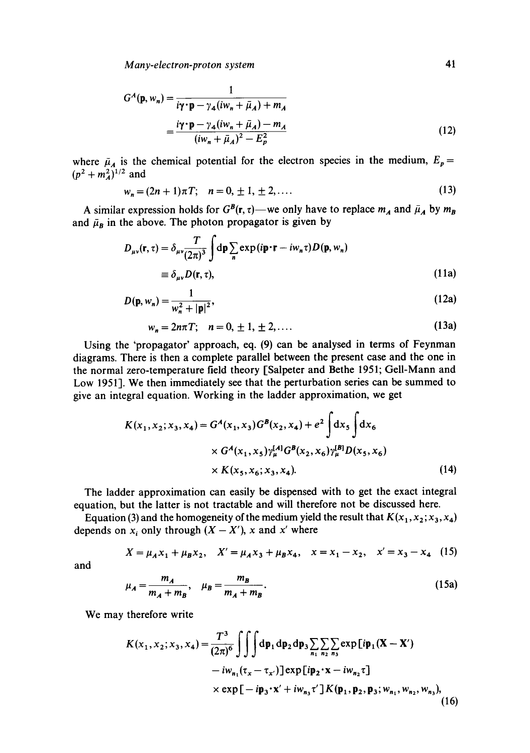$$G^A(\mathbf{p}, w_n) = \frac{1}{i\gamma\cdot\mathbf{p} - \gamma_4(iw_n + \bar{\mu}_A) + m_A}$$

$$= \frac{i\gamma\cdot\mathbf{p} - \gamma_4(iw_n + \bar{\mu}_A) - m_A}{(iw_n + \bar{\mu}_A)^2 - E_p^2} \tag{12}$$

where $\bar{\mu}_A$ is the chemical potential for the electron species in the medium, $E_p = (p^2 + m_A^2)^{1/2}$ and

$$w_n = (2n+1)\pi T; \quad n = 0, \pm 1, \pm 2, \ldots. \tag{13}$$

A similar expression holds for $G^B(\mathbf{r}, \tau)$—we only have to replace $m_A$ and $\bar{\mu}_A$ by $m_B$ and $\bar{\mu}_B$ in the above. The photon propagator is given by

$$D_{\mu\nu}(\mathbf{r}, \tau) = \delta_{\mu\nu}\frac{T}{(2\pi)^3}\int d\mathbf{p}\sum_n \exp(i\mathbf{p}\cdot\mathbf{r} - iw_n\tau)D(\mathbf{p}, w_n)$$

$$\equiv \delta_{\mu\nu}D(\mathbf{r}, \tau), \tag{11a}$$

$$D(\mathbf{p}, w_n) = \frac{1}{w_n^2 + |\mathbf{p}|^2}, \tag{12a}$$

$$w_n = 2n\pi T; \quad n = 0, \pm 1, \pm 2, \ldots. \tag{13a}$$

Using the 'propagator' approach, eq. (9) can be analysed in terms of Feynman diagrams. There is then a complete parallel between the present case and the one in the normal zero-temperature field theory [Salpeter and Bethe 1951; Gell-Mann and Low 1951]. We then immediately see that the perturbation series can be summed to give an integral equation. Working in the ladder approximation, we get

$$K(x_1, x_2; x_3, x_4) = G^A(x_1, x_3)G^B(x_2, x_4) + e^2\int dx_5\int dx_6$$
$$\times G^A(x_1, x_5)\gamma_\mu^{[A]}G^B(x_2, x_6)\gamma_\mu^{[B]}D(x_5, x_6)$$
$$\times K(x_5, x_6; x_3, x_4). \tag{14}$$

The ladder approximation can easily be dispensed with to get the exact integral equation, but the latter is not tractable and will therefore not be discussed here.

Equation (3) and the homogeneity of the medium yield the result that $K(x_1, x_2; x_3, x_4)$ depends on $x_i$ only through $(X - X')$, $x$ and $x'$ where

$$X = \mu_A x_1 + \mu_B x_2, \quad X' = \mu_A x_3 + \mu_B x_4, \quad x = x_1 - x_2, \quad x' = x_3 - x_4 \tag{15}$$

and

$$\mu_A = \frac{m_A}{m_A + m_B}, \quad \mu_B = \frac{m_B}{m_A + m_B}. \tag{15a}$$

We may therefore write

$$K(x_1, x_2; x_3, x_4) = \frac{T^3}{(2\pi)^6}\int\int\int d\mathbf{p}_1 d\mathbf{p}_2 d\mathbf{p}_3 \sum_{n_1}\sum_{n_2}\sum_{n_3}\exp[i\mathbf{p}_1(\mathbf{X} - \mathbf{X}')$$
$$- iw_{n_1}(\tau_x - \tau_{x'})]\exp[i\mathbf{p}_2\cdot\mathbf{x} - iw_{n_2}\tau]$$
$$\times \exp[-i\mathbf{p}_3\cdot\mathbf{x}' + iw_{n_3}\tau']K(\mathbf{p}_1, \mathbf{p}_2, \mathbf{p}_3; w_{n_1}, w_{n_2}, w_{n_3}), \tag{16}$$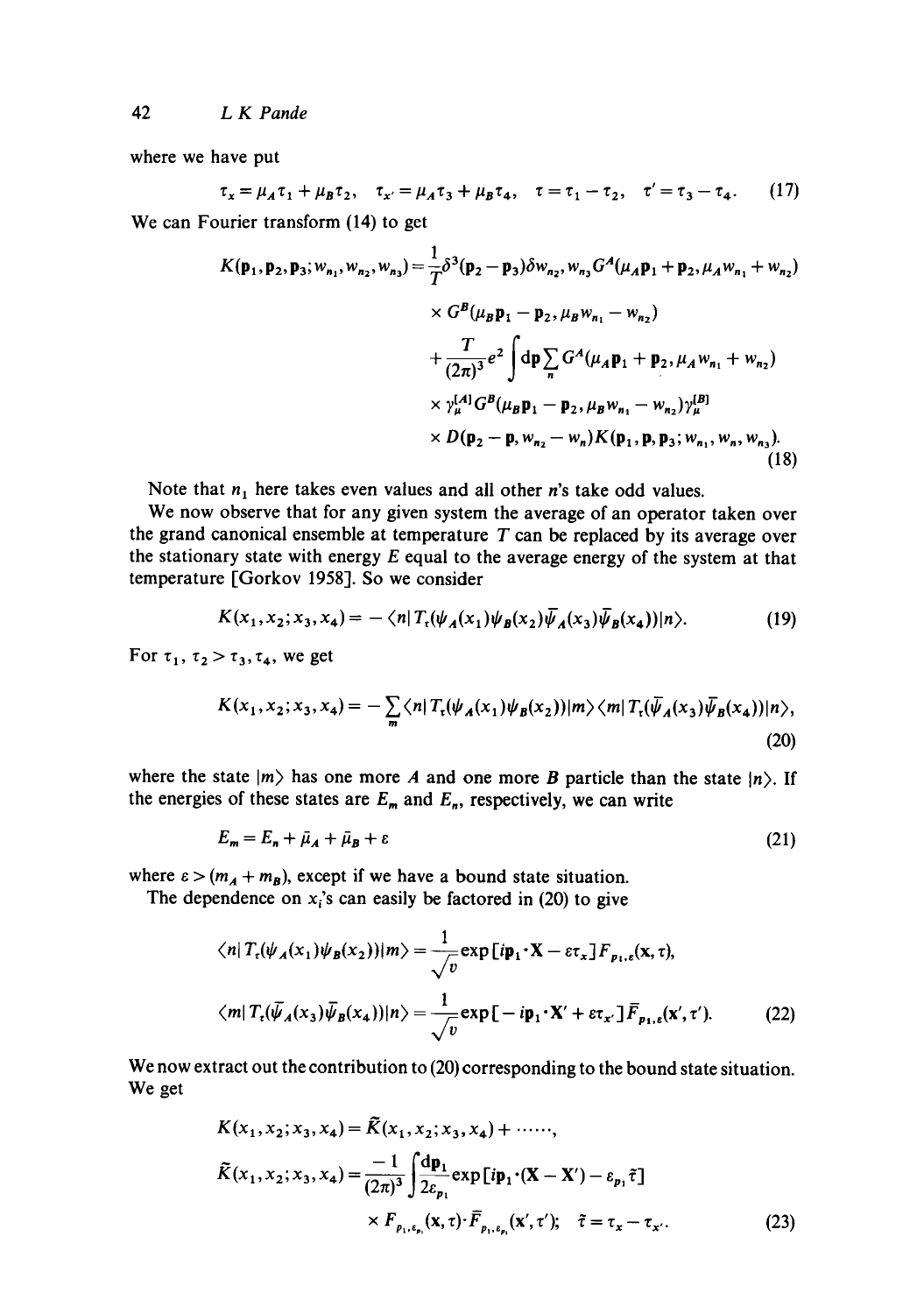where we have put

$$\tau_x = \mu_A \tau_1 + \mu_B \tau_2, \quad \tau_{x'} = \mu_A \tau_3 + \mu_B \tau_4, \quad \tau = \tau_1 - \tau_2, \quad \tau' = \tau_3 - \tau_4. \tag{17}$$

We can Fourier transform (14) to get

$$\begin{aligned}
K(\mathbf{p}_1, \mathbf{p}_2, \mathbf{p}_3; w_{n_1}, w_{n_2}, w_{n_3}) &= \frac{1}{T}\delta^3(\mathbf{p}_2 - \mathbf{p}_3)\delta w_{n_2}, w_{n_3} G^A(\mu_A \mathbf{p}_1 + \mathbf{p}_2, \mu_A w_{n_1} + w_{n_2}) \\
&\times G^B(\mu_B \mathbf{p}_1 - \mathbf{p}_2, \mu_B w_{n_1} - w_{n_2}) \\
&+ \frac{T}{(2\pi)^3} e^2 \int d\mathbf{p} \sum_n G^A(\mu_A \mathbf{p}_1 + \mathbf{p}_2, \mu_A w_{n_1} + w_{n_2}) \\
&\times \gamma_\mu^{[A]} G^B(\mu_B \mathbf{p}_1 - \mathbf{p}_2, \mu_B w_{n_1} - w_{n_2}) \gamma_\mu^{[B]} \\
&\times D(\mathbf{p}_2 - \mathbf{p}, w_{n_2} - w_n) K(\mathbf{p}_1, \mathbf{p}, \mathbf{p}_3; w_{n_1}, w_n, w_{n_3}).
\end{aligned} \tag{18}$$

Note that $n_1$ here takes even values and all other $n$'s take odd values.

We now observe that for any given system the average of an operator taken over the grand canonical ensemble at temperature $T$ can be replaced by its average over the stationary state with energy $E$ equal to the average energy of the system at that temperature [Gorkov 1958]. So we consider

$$K(x_1, x_2; x_3, x_4) = -\langle n | T_\tau(\psi_A(x_1)\psi_B(x_2)\bar{\psi}_A(x_3)\bar{\psi}_B(x_4)) | n \rangle. \tag{19}$$

For $\tau_1, \tau_2 > \tau_3, \tau_4$, we get

$$K(x_1, x_2; x_3, x_4) = -\sum_m \langle n | T_\tau(\psi_A(x_1)\psi_B(x_2)) | m \rangle \langle m | T_\tau(\bar{\psi}_A(x_3)\bar{\psi}_B(x_4)) | n \rangle, \tag{20}$$

where the state $|m\rangle$ has one more $A$ and one more $B$ particle than the state $|n\rangle$. If the energies of these states are $E_m$ and $E_n$, respectively, we can write

$$E_m = E_n + \bar{\mu}_A + \bar{\mu}_B + \varepsilon \tag{21}$$

where $\varepsilon > (m_A + m_B)$, except if we have a bound state situation.

The dependence on $x_i$'s can easily be factored in (20) to give

$$\begin{aligned}
\langle n | T_\tau(\psi_A(x_1)\psi_B(x_2)) | m \rangle &= \frac{1}{\sqrt{v}} \exp[i\mathbf{p}_1 \cdot \mathbf{X} - \varepsilon \tau_x] F_{p_1, \varepsilon}(\mathbf{x}, \tau), \\
\langle m | T_\tau(\bar{\psi}_A(x_3)\bar{\psi}_B(x_4)) | n \rangle &= \frac{1}{\sqrt{v}} \exp[-i\mathbf{p}_1 \cdot \mathbf{X}' + \varepsilon \tau_{x'}] \bar{F}_{p_1, \varepsilon}(\mathbf{x}', \tau').
\end{aligned} \tag{22}$$

We now extract out the contribution to (20) corresponding to the bound state situation. We get

$$\begin{aligned}
K(x_1, x_2; x_3, x_4) &= \tilde{K}(x_1, x_2; x_3, x_4) + \cdots\cdots, \\
\tilde{K}(x_1, x_2; x_3, x_4) &= \frac{-1}{(2\pi)^3} \int \frac{d\mathbf{p}_1}{2\varepsilon_{p_1}} \exp[i\mathbf{p}_1 \cdot (\mathbf{X} - \mathbf{X}') - \varepsilon_{p_1} \tilde{\tau}] \\
&\times F_{p_1, \varepsilon_{p_1}}(\mathbf{x}, \tau) \cdot \bar{F}_{p_1, \varepsilon_{p_1}}(\mathbf{x}', \tau'); \quad \tilde{\tau} = \tau_x - \tau_{x'}.
\end{aligned} \tag{23}$$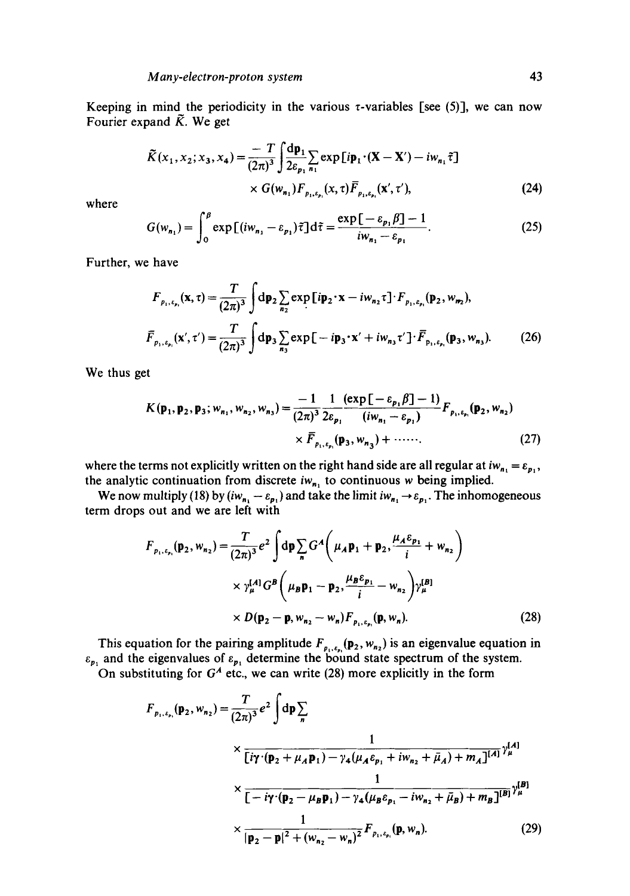Keeping in mind the periodicity in the various $\tau$-variables [see (5)], we can now Fourier expand $\tilde{K}$. We get

$$\tilde{K}(x_1, x_2; x_3, x_4) = \frac{-T}{(2\pi)^3}\int \frac{\mathrm{d}\mathbf{p}_1}{2\varepsilon_{p_1}} \sum_{n_1} \exp[i\mathbf{p}_1 \cdot (\mathbf{X} - \mathbf{X}') - iw_{n_1}\tilde{\tau}] \times G(w_{n_1}) F_{p_1,\varepsilon_{p_1}}(x, \tau) \bar{F}_{p_1,\varepsilon_{p_1}}(x', \tau'), \tag{24}$$

where

$$G(w_{n_1}) = \int_0^\beta \exp[(iw_{n_1} - \varepsilon_{p_1})\tilde{\tau}]\mathrm{d}\tilde{\tau} = \frac{\exp[-\varepsilon_{p_1}\beta] - 1}{iw_{n_1} - \varepsilon_{p_1}}. \tag{25}$$

Further, we have

$$F_{p_1,\varepsilon_{p_1}}(\mathbf{x}, \tau) = \frac{T}{(2\pi)^3}\int \mathrm{d}\mathbf{p}_2 \sum_{n_2} \exp[i\mathbf{p}_2 \cdot \mathbf{x} - iw_{n_2}\tau] \cdot F_{p_1,\varepsilon_{p_1}}(\mathbf{p}_2, w_{n_2}),$$

$$\bar{F}_{p_1,\varepsilon_{p_1}}(\mathbf{x}', \tau') = \frac{T}{(2\pi)^3}\int \mathrm{d}\mathbf{p}_3 \sum_{n_3} \exp[-i\mathbf{p}_3 \cdot \mathbf{x}' + iw_{n_3}\tau'] \cdot \bar{F}_{p_1,\varepsilon_{p_1}}(\mathbf{p}_3, w_{n_3}). \tag{26}$$

We thus get

$$K(\mathbf{p}_1, \mathbf{p}_2, \mathbf{p}_3; w_{n_1}, w_{n_2}, w_{n_3}) = \frac{-1}{(2\pi)^3}\frac{1}{2\varepsilon_{p_1}}\frac{(\exp[-\varepsilon_{p_1}\beta] - 1)}{(iw_{n_1} - \varepsilon_{p_1})} F_{p_1,\varepsilon_{p_1}}(\mathbf{p}_2, w_{n_2}) \times \bar{F}_{p_1,\varepsilon_{p_1}}(\mathbf{p}_3, w_{n_3}) + \cdots\cdots. \tag{27}$$

where the terms not explicitly written on the right hand side are all regular at $iw_{n_1} = \varepsilon_{p_1}$, the analytic continuation from discrete $iw_{n_1}$ to continuous $w$ being implied.

We now multiply (18) by $(iw_{n_1} - \varepsilon_{p_1})$ and take the limit $iw_{n_1} \to \varepsilon_{p_1}$. The inhomogeneous term drops out and we are left with

$$F_{p_1,\varepsilon_{p_1}}(\mathbf{p}_2, w_{n_2}) = \frac{T}{(2\pi)^3} e^2 \int \mathrm{d}\mathbf{p} \sum_n G^A\left(\mu_A \mathbf{p}_1 + \mathbf{p}_2, \frac{\mu_A \varepsilon_{p_1}}{i} + w_{n_2}\right) \times \gamma_\mu^{[A]} G^B\left(\mu_B \mathbf{p}_1 - \mathbf{p}_2, \frac{\mu_B \varepsilon_{p_1}}{i} - w_{n_2}\right)\gamma_\mu^{[B]} \times D(\mathbf{p}_2 - \mathbf{p}, w_{n_2} - w_n) F_{p_1,\varepsilon_{p_1}}(\mathbf{p}, w_n). \tag{28}$$

This equation for the pairing amplitude $F_{p_1,\varepsilon_{p_1}}(\mathbf{p}_2, w_{n_2})$ is an eigenvalue equation in $\varepsilon_{p_1}$ and the eigenvalues of $\varepsilon_{p_1}$ determine the bound state spectrum of the system.

On substituting for $G^A$ etc., we can write (28) more explicitly in the form

$$F_{p_1,\varepsilon_{p_1}}(\mathbf{p}_2, w_{n_2}) = \frac{T}{(2\pi)^3} e^2 \int \mathrm{d}\mathbf{p} \sum_n \times \frac{1}{[i\gamma\cdot(\mathbf{p}_2 + \mu_A \mathbf{p}_1) - \gamma_4(\mu_A \varepsilon_{p_1} + iw_{n_2} + \bar{\mu}_A) + m_A]^{[A]}}\gamma_\mu^{[A]} \times \frac{1}{[-i\gamma\cdot(\mathbf{p}_2 - \mu_B \mathbf{p}_1) - \gamma_4(\mu_B \varepsilon_{p_1} - iw_{n_2} + \bar{\mu}_B) + m_B]^{[B]}}\gamma_\mu^{[B]} \times \frac{1}{|\mathbf{p}_2 - \mathbf{p}|^2 + (w_{n_2} - w_n)^2} F_{p_1,\varepsilon_{p_1}}(\mathbf{p}, w_n). \tag{29}$$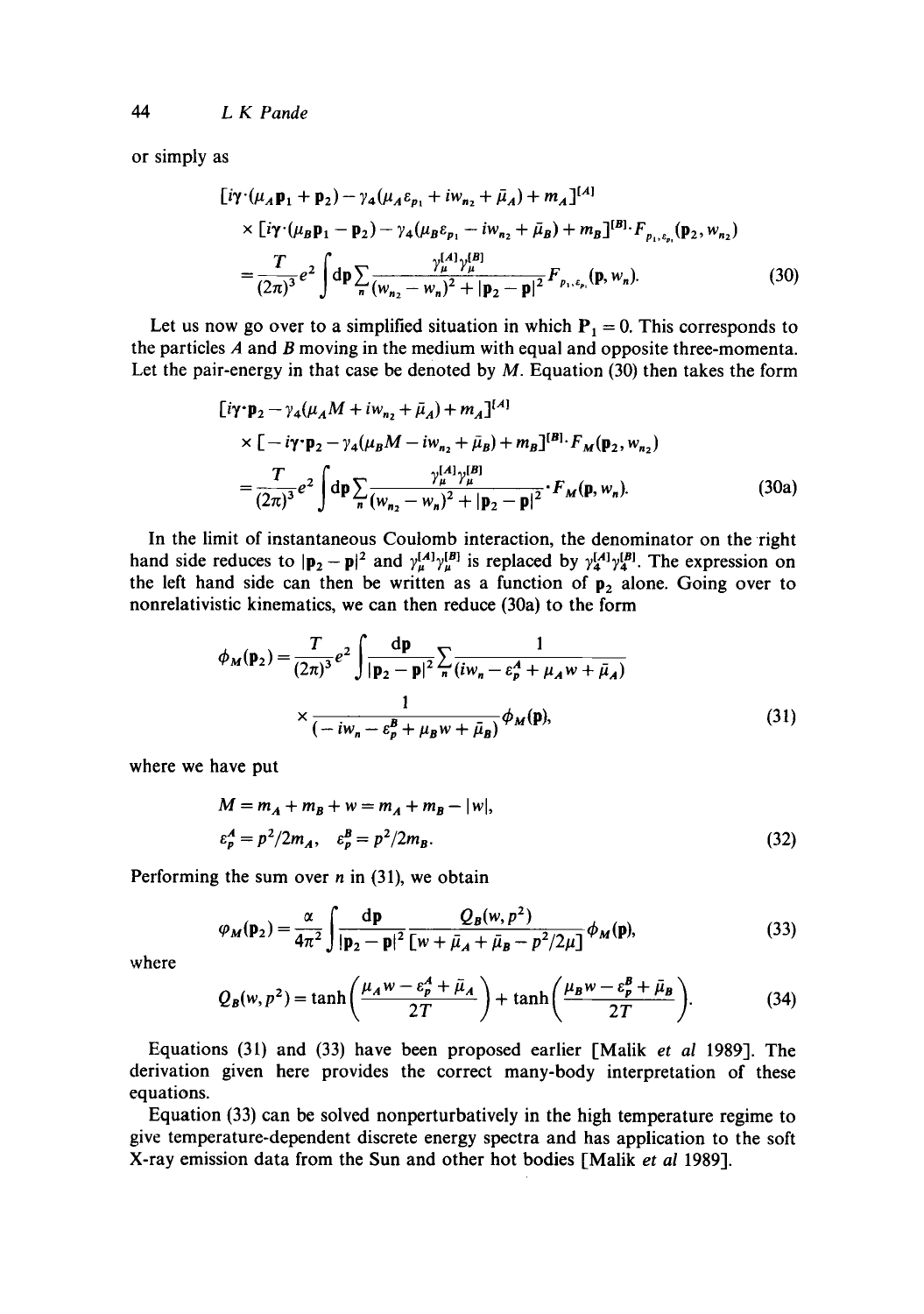or simply as

$$
\begin{aligned}
&[i\gamma\cdot(\mu_A \mathbf{p}_1 + \mathbf{p}_2) - \gamma_4(\mu_A \varepsilon_{p_1} + iw_{n_2} + \bar{\mu}_A) + m_A]^{[A]} \\
&\times [i\gamma\cdot(\mu_B \mathbf{p}_1 - \mathbf{p}_2) - \gamma_4(\mu_B \varepsilon_{p_1} - iw_{n_2} + \bar{\mu}_B) + m_B]^{[B]} \cdot F_{p_1,\varepsilon_{p_1}}(\mathbf{p}_2, w_{n_2}) \\
&= \frac{T}{(2\pi)^3} e^2 \int d\mathbf{p} \sum_n \frac{\gamma_\mu^{[A]} \gamma_\mu^{[B]}}{(w_{n_2} - w_n)^2 + |\mathbf{p}_2 - \mathbf{p}|^2} F_{p_1,\varepsilon_{p_1}}(\mathbf{p}, w_n).
\end{aligned}
\tag{30}
$$

Let us now go over to a simplified situation in which $\mathbf{P}_1 = 0$. This corresponds to the particles $A$ and $B$ moving in the medium with equal and opposite three-momenta. Let the pair-energy in that case be denoted by $M$. Equation (30) then takes the form

$$
\begin{aligned}
&[i\gamma\cdot\mathbf{p}_2 - \gamma_4(\mu_A M + iw_{n_2} + \bar{\mu}_A) + m_A]^{[A]} \\
&\times [-i\gamma\cdot\mathbf{p}_2 - \gamma_4(\mu_B M - iw_{n_2} + \bar{\mu}_B) + m_B]^{[B]} \cdot F_M(\mathbf{p}_2, w_{n_2}) \\
&= \frac{T}{(2\pi)^3} e^2 \int d\mathbf{p} \sum_n \frac{\gamma_\mu^{[A]} \gamma_\mu^{[B]}}{(w_{n_2} - w_n)^2 + |\mathbf{p}_2 - \mathbf{p}|^2} \cdot F_M(\mathbf{p}, w_n).
\end{aligned}
\tag{30a}
$$

In the limit of instantaneous Coulomb interaction, the denominator on the right hand side reduces to $|\mathbf{p}_2 - \mathbf{p}|^2$ and $\gamma_\mu^{[A]}\gamma_\mu^{[B]}$ is replaced by $\gamma_4^{[A]}\gamma_4^{[B]}$. The expression on the left hand side can then be written as a function of $\mathbf{p}_2$ alone. Going over to nonrelativistic kinematics, we can then reduce (30a) to the form

$$
\begin{aligned}
\phi_M(\mathbf{p}_2) = \frac{T}{(2\pi)^3} e^2 \int \frac{d\mathbf{p}}{|\mathbf{p}_2 - \mathbf{p}|^2} \sum_n \frac{1}{(iw_n - \varepsilon_p^A + \mu_A w + \bar{\mu}_A)} \\
\times \frac{1}{(-iw_n - \varepsilon_p^B + \mu_B w + \bar{\mu}_B)} \phi_M(\mathbf{p}),
\end{aligned}
\tag{31}
$$

where we have put

$$
\begin{aligned}
&M = m_A + m_B + w = m_A + m_B - |w|, \\
&\varepsilon_p^A = p^2/2m_A, \quad \varepsilon_p^B = p^2/2m_B.
\end{aligned}
\tag{32}
$$

Performing the sum over $n$ in (31), we obtain

$$
\varphi_M(\mathbf{p}_2) = \frac{\alpha}{4\pi^2} \int \frac{d\mathbf{p}}{|\mathbf{p}_2 - \mathbf{p}|^2} \frac{Q_B(w, p^2)}{[w + \bar{\mu}_A + \bar{\mu}_B - p^2/2\mu]} \phi_M(\mathbf{p}),
\tag{33}
$$

where

$$
Q_B(w, p^2) = \tanh\left(\frac{\mu_A w - \varepsilon_p^A + \bar{\mu}_A}{2T}\right) + \tanh\left(\frac{\mu_B w - \varepsilon_p^B + \bar{\mu}_B}{2T}\right).
\tag{34}
$$

Equations (31) and (33) have been proposed earlier [Malik *et al* 1989]. The derivation given here provides the correct many-body interpretation of these equations.

Equation (33) can be solved nonperturbatively in the high temperature regime to give temperature-dependent discrete energy spectra and has application to the soft X-ray emission data from the Sun and other hot bodies [Malik *et al* 1989].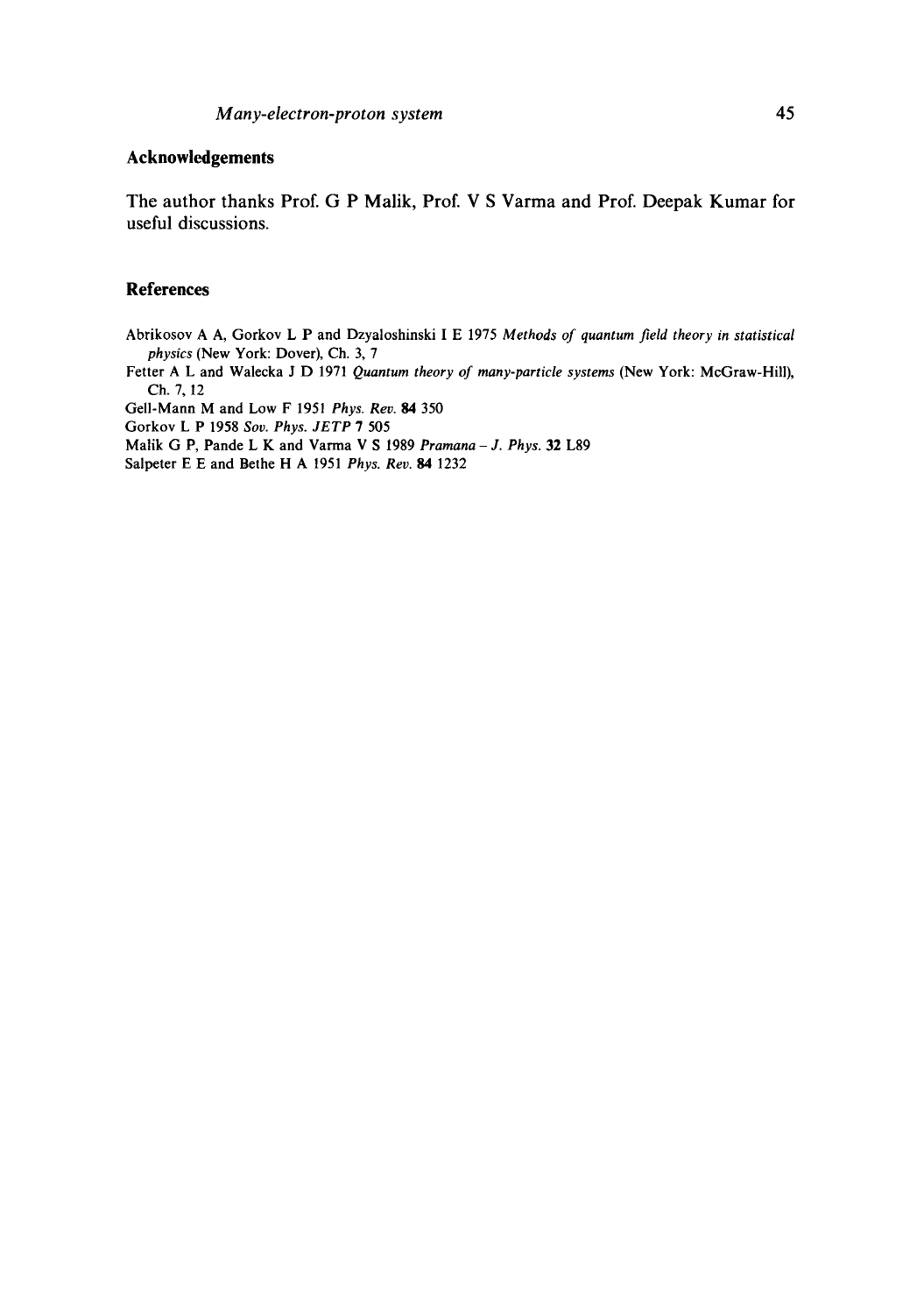## Acknowledgements

The author thanks Prof. G P Malik, Prof. V S Varma and Prof. Deepak Kumar for useful discussions.

## References

Abrikosov A A, Gorkov L P and Dzyaloshinski I E 1975 *Methods of quantum field theory in statistical physics* (New York: Dover), Ch. 3, 7

Fetter A L and Walecka J D 1971 *Quantum theory of many-particle systems* (New York: McGraw-Hill), Ch. 7, 12

Gell-Mann M and Low F 1951 *Phys. Rev.* **84** 350

Gorkov L P 1958 *Sov. Phys. JETP* **7** 505

Malik G P, Pande L K and Varma V S 1989 *Pramana – J. Phys.* **32** L89

Salpeter E E and Bethe H A 1951 *Phys. Rev.* **84** 1232